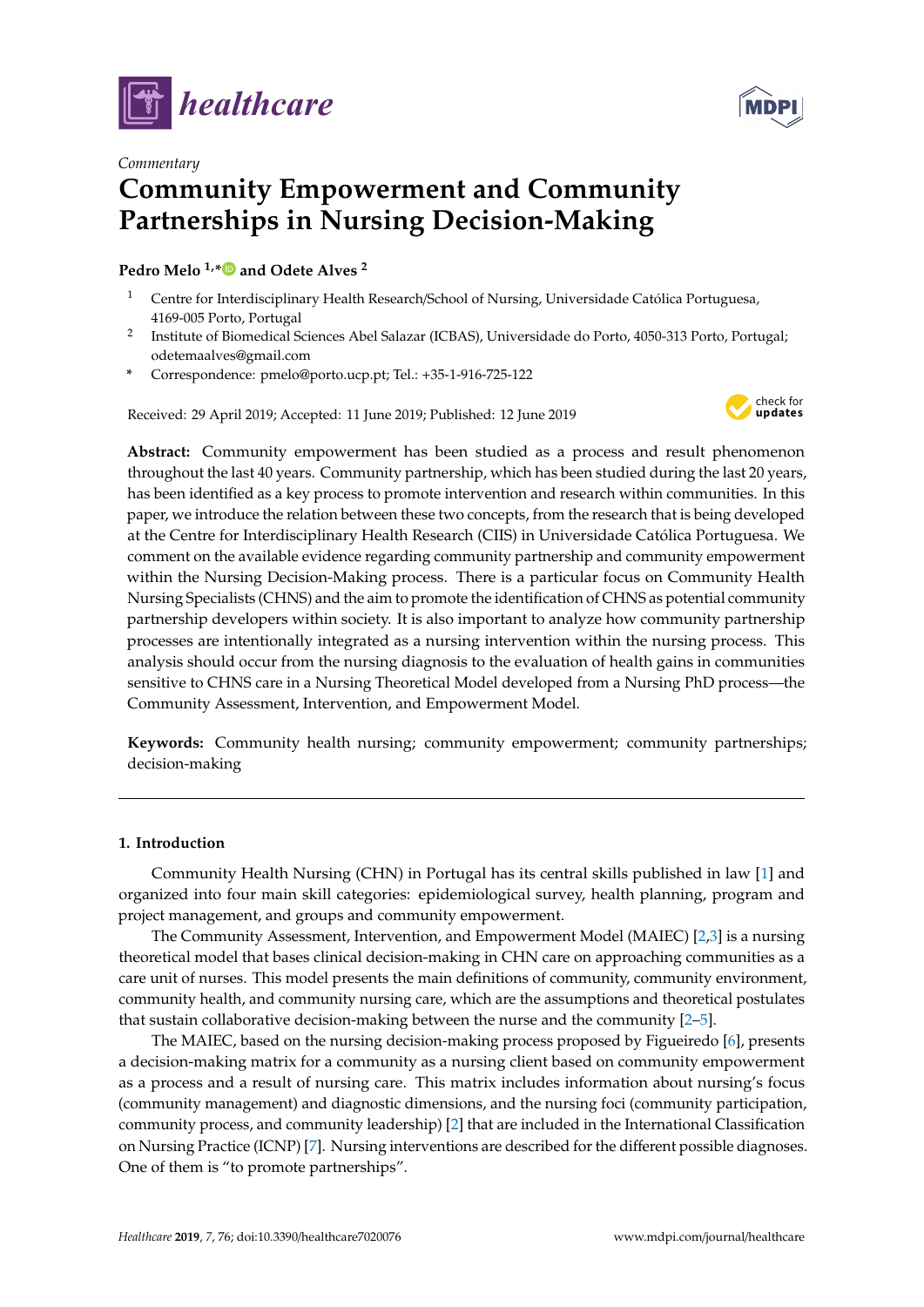*Commentary*

# Community Empowerment and Community Partnerships in Nursing Decision-Making

**Pedro Melo [1,*] and Odete Alves [2]**

[1] Centre for Interdisciplinary Health Research/School of Nursing, Universidade Católica Portuguesa, 4169-005 Porto, Portugal

[2] Institute of Biomedical Sciences Abel Salazar (ICBAS), Universidade do Porto, 4050-313 Porto, Portugal; odetemaalves@gmail.com

\* Correspondence: pmelo@porto.ucp.pt; Tel.: +35-1-916-725-122

Received: 29 April 2019; Accepted: 11 June 2019; Published: 12 June 2019

**Abstract:** Community empowerment has been studied as a process and result phenomenon throughout the last 40 years. Community partnership, which has been studied during the last 20 years, has been identified as a key process to promote intervention and research within communities. In this paper, we introduce the relation between these two concepts, from the research that is being developed at the Centre for Interdisciplinary Health Research (CIIS) in Universidade Católica Portuguesa. We comment on the available evidence regarding community partnership and community empowerment within the Nursing Decision-Making process. There is a particular focus on Community Health Nursing Specialists (CHNS) and the aim to promote the identification of CHNS as potential community partnership developers within society. It is also important to analyze how community partnership processes are intentionally integrated as a nursing intervention within the nursing process. This analysis should occur from the nursing diagnosis to the evaluation of health gains in communities sensitive to CHNS care in a Nursing Theoretical Model developed from a Nursing PhD process—the Community Assessment, Intervention, and Empowerment Model.

**Keywords:** Community health nursing; community empowerment; community partnerships; decision-making

## 1. Introduction

Community Health Nursing (CHN) in Portugal has its central skills published in law [1] and organized into four main skill categories: epidemiological survey, health planning, program and project management, and groups and community empowerment.

The Community Assessment, Intervention, and Empowerment Model (MAIEC) [2,3] is a nursing theoretical model that bases clinical decision-making in CHN care on approaching communities as a care unit of nurses. This model presents the main definitions of community, community environment, community health, and community nursing care, which are the assumptions and theoretical postulates that sustain collaborative decision-making between the nurse and the community [2–5].

The MAIEC, based on the nursing decision-making process proposed by Figueiredo [6], presents a decision-making matrix for a community as a nursing client based on community empowerment as a process and a result of nursing care. This matrix includes information about nursing's focus (community management) and diagnostic dimensions, and the nursing foci (community participation, community process, and community leadership) [2] that are included in the International Classification on Nursing Practice (ICNP) [7]. Nursing interventions are described for the different possible diagnoses. One of them is "to promote partnerships".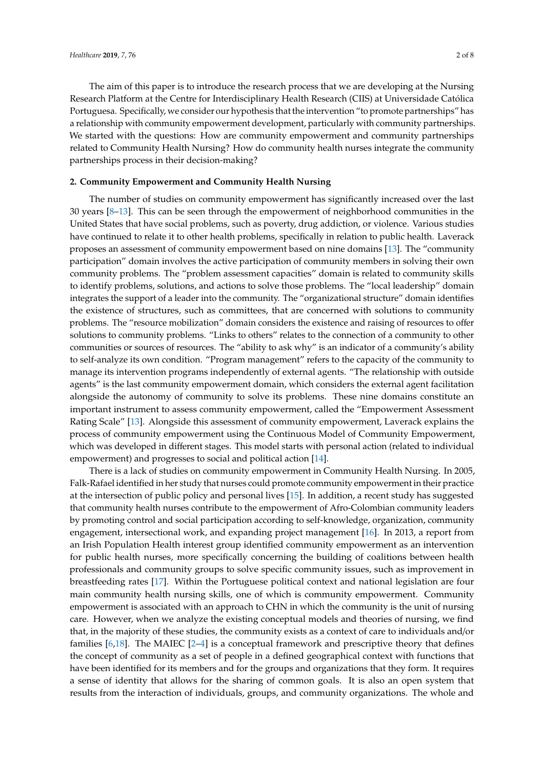The aim of this paper is to introduce the research process that we are developing at the Nursing Research Platform at the Centre for Interdisciplinary Health Research (CIIS) at Universidade Católica Portuguesa. Specifically, we consider our hypothesis that the intervention "to promote partnerships" has a relationship with community empowerment development, particularly with community partnerships. We started with the questions: How are community empowerment and community partnerships related to Community Health Nursing? How do community health nurses integrate the community partnerships process in their decision-making?

## 2. Community Empowerment and Community Health Nursing

The number of studies on community empowerment has significantly increased over the last 30 years [8–13]. This can be seen through the empowerment of neighborhood communities in the United States that have social problems, such as poverty, drug addiction, or violence. Various studies have continued to relate it to other health problems, specifically in relation to public health. Laverack proposes an assessment of community empowerment based on nine domains [13]. The "community participation" domain involves the active participation of community members in solving their own community problems. The "problem assessment capacities" domain is related to community skills to identify problems, solutions, and actions to solve those problems. The "local leadership" domain integrates the support of a leader into the community. The "organizational structure" domain identifies the existence of structures, such as committees, that are concerned with solutions to community problems. The "resource mobilization" domain considers the existence and raising of resources to offer solutions to community problems. "Links to others" relates to the connection of a community to other communities or sources of resources. The "ability to ask why" is an indicator of a community's ability to self-analyze its own condition. "Program management" refers to the capacity of the community to manage its intervention programs independently of external agents. "The relationship with outside agents" is the last community empowerment domain, which considers the external agent facilitation alongside the autonomy of community to solve its problems. These nine domains constitute an important instrument to assess community empowerment, called the "Empowerment Assessment Rating Scale" [13]. Alongside this assessment of community empowerment, Laverack explains the process of community empowerment using the Continuous Model of Community Empowerment, which was developed in different stages. This model starts with personal action (related to individual empowerment) and progresses to social and political action [14].

There is a lack of studies on community empowerment in Community Health Nursing. In 2005, Falk-Rafael identified in her study that nurses could promote community empowerment in their practice at the intersection of public policy and personal lives [15]. In addition, a recent study has suggested that community health nurses contribute to the empowerment of Afro-Colombian community leaders by promoting control and social participation according to self-knowledge, organization, community engagement, intersectional work, and expanding project management [16]. In 2013, a report from an Irish Population Health interest group identified community empowerment as an intervention for public health nurses, more specifically concerning the building of coalitions between health professionals and community groups to solve specific community issues, such as improvement in breastfeeding rates [17]. Within the Portuguese political context and national legislation are four main community health nursing skills, one of which is community empowerment. Community empowerment is associated with an approach to CHN in which the community is the unit of nursing care. However, when we analyze the existing conceptual models and theories of nursing, we find that, in the majority of these studies, the community exists as a context of care to individuals and/or families [6,18]. The MAIEC [2–4] is a conceptual framework and prescriptive theory that defines the concept of community as a set of people in a defined geographical context with functions that have been identified for its members and for the groups and organizations that they form. It requires a sense of identity that allows for the sharing of common goals. It is also an open system that results from the interaction of individuals, groups, and community organizations. The whole and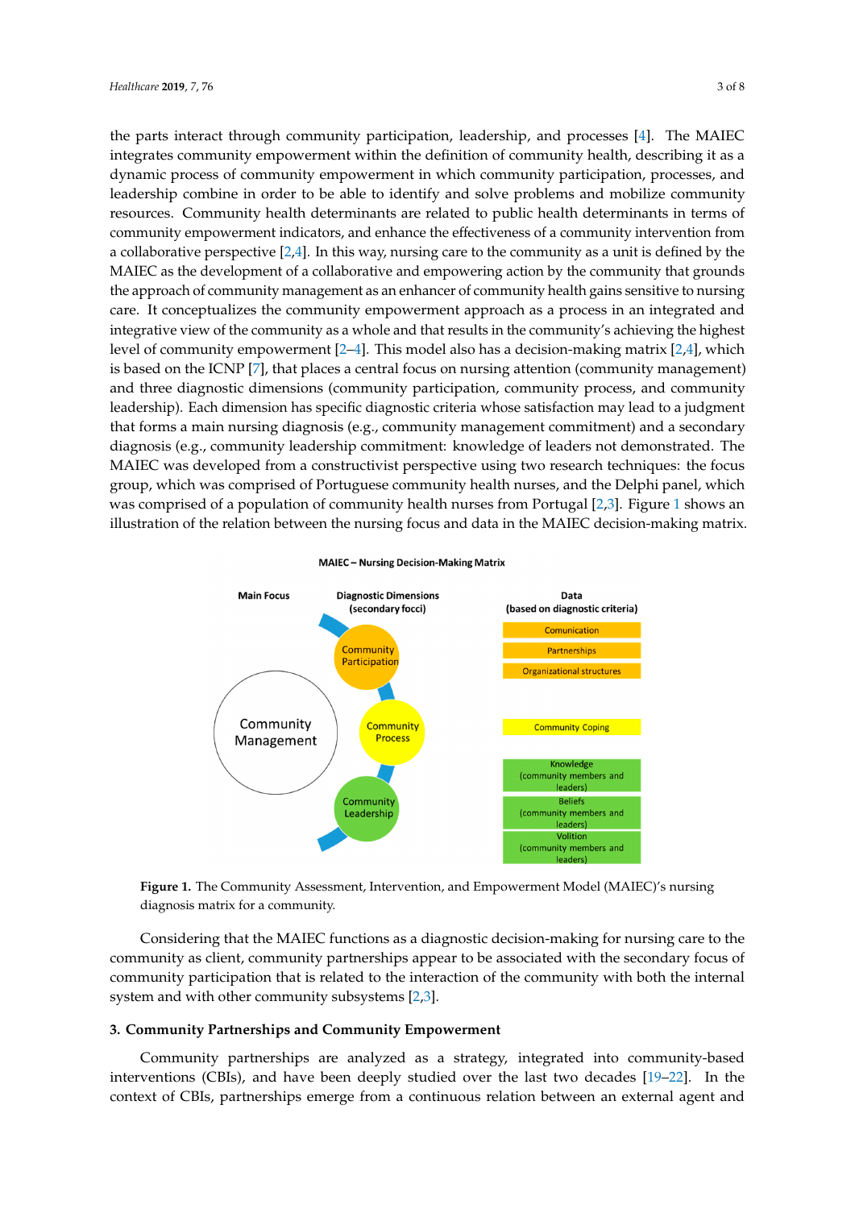the parts interact through community participation, leadership, and processes [4]. The MAIEC integrates community empowerment within the definition of community health, describing it as a dynamic process of community empowerment in which community participation, processes, and leadership combine in order to be able to identify and solve problems and mobilize community resources. Community health determinants are related to public health determinants in terms of community empowerment indicators, and enhance the effectiveness of a community intervention from a collaborative perspective [2,4]. In this way, nursing care to the community as a unit is defined by the MAIEC as the development of a collaborative and empowering action by the community that grounds the approach of community management as an enhancer of community health gains sensitive to nursing care. It conceptualizes the community empowerment approach as a process in an integrated and integrative view of the community as a whole and that results in the community's achieving the highest level of community empowerment [2–4]. This model also has a decision-making matrix [2,4], which is based on the ICNP [7], that places a central focus on nursing attention (community management) and three diagnostic dimensions (community participation, community process, and community leadership). Each dimension has specific diagnostic criteria whose satisfaction may lead to a judgment that forms a main nursing diagnosis (e.g., community management commitment) and a secondary diagnosis (e.g., community leadership commitment: knowledge of leaders not demonstrated. The MAIEC was developed from a constructivist perspective using two research techniques: the focus group, which was comprised of Portuguese community health nurses, and the Delphi panel, which was comprised of a population of community health nurses from Portugal [2,3]. Figure 1 shows an illustration of the relation between the nursing focus and data in the MAIEC decision-making matrix.

**Figure 1.** The Community Assessment, Intervention, and Empowerment Model (MAIEC)'s nursing diagnosis matrix for a community.

Considering that the MAIEC functions as a diagnostic decision-making for nursing care to the community as client, community partnerships appear to be associated with the secondary focus of community participation that is related to the interaction of the community with both the internal system and with other community subsystems [2,3].

## 3. Community Partnerships and Community Empowerment

Community partnerships are analyzed as a strategy, integrated into community-based interventions (CBIs), and have been deeply studied over the last two decades [19–22]. In the context of CBIs, partnerships emerge from a continuous relation between an external agent and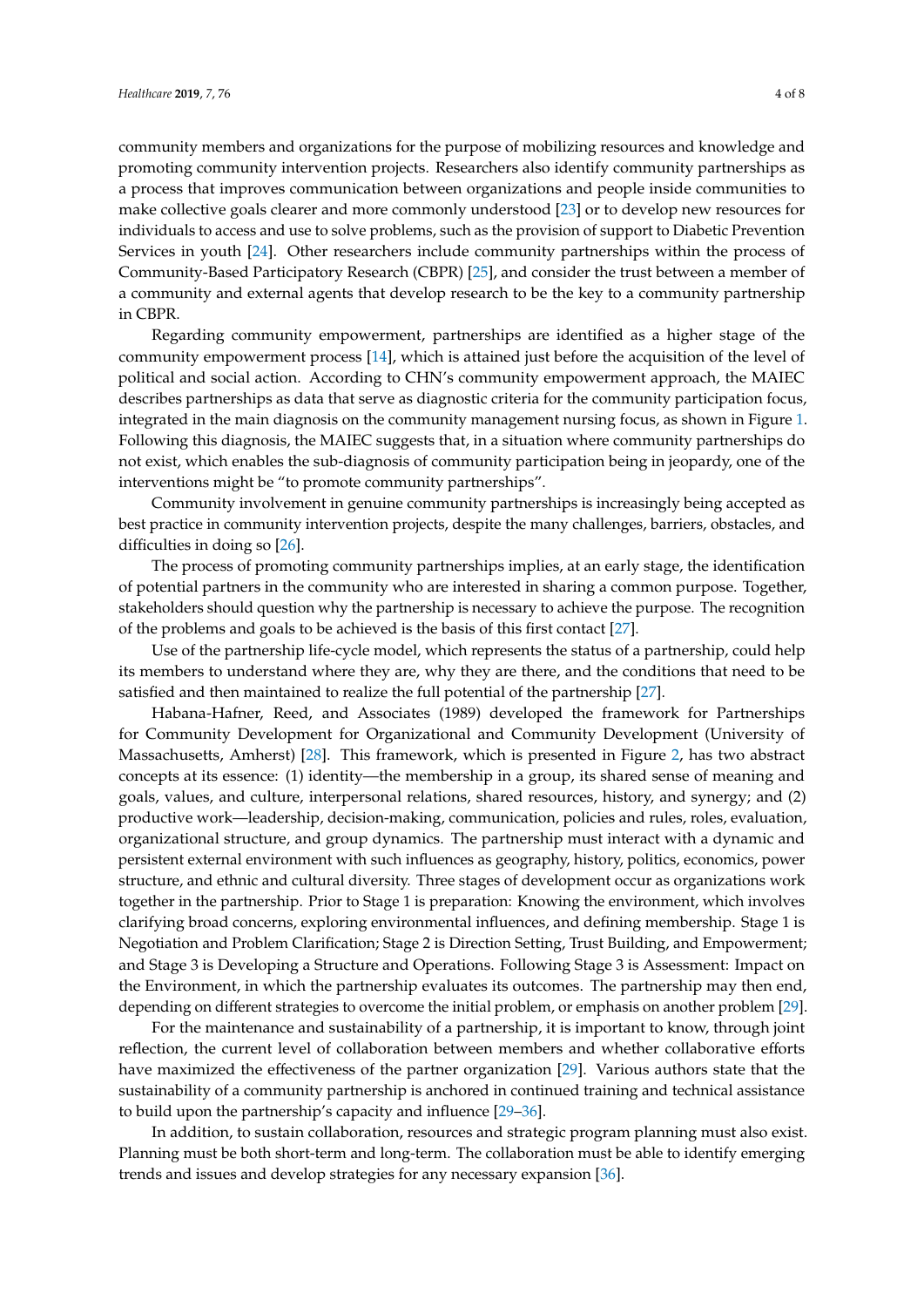community members and organizations for the purpose of mobilizing resources and knowledge and promoting community intervention projects. Researchers also identify community partnerships as a process that improves communication between organizations and people inside communities to make collective goals clearer and more commonly understood [23] or to develop new resources for individuals to access and use to solve problems, such as the provision of support to Diabetic Prevention Services in youth [24]. Other researchers include community partnerships within the process of Community-Based Participatory Research (CBPR) [25], and consider the trust between a member of a community and external agents that develop research to be the key to a community partnership in CBPR.

Regarding community empowerment, partnerships are identified as a higher stage of the community empowerment process [14], which is attained just before the acquisition of the level of political and social action. According to CHN's community empowerment approach, the MAIEC describes partnerships as data that serve as diagnostic criteria for the community participation focus, integrated in the main diagnosis on the community management nursing focus, as shown in Figure 1. Following this diagnosis, the MAIEC suggests that, in a situation where community partnerships do not exist, which enables the sub-diagnosis of community participation being in jeopardy, one of the interventions might be "to promote community partnerships".

Community involvement in genuine community partnerships is increasingly being accepted as best practice in community intervention projects, despite the many challenges, barriers, obstacles, and difficulties in doing so [26].

The process of promoting community partnerships implies, at an early stage, the identification of potential partners in the community who are interested in sharing a common purpose. Together, stakeholders should question why the partnership is necessary to achieve the purpose. The recognition of the problems and goals to be achieved is the basis of this first contact [27].

Use of the partnership life-cycle model, which represents the status of a partnership, could help its members to understand where they are, why they are there, and the conditions that need to be satisfied and then maintained to realize the full potential of the partnership [27].

Habana-Hafner, Reed, and Associates (1989) developed the framework for Partnerships for Community Development for Organizational and Community Development (University of Massachusetts, Amherst) [28]. This framework, which is presented in Figure 2, has two abstract concepts at its essence: (1) identity—the membership in a group, its shared sense of meaning and goals, values, and culture, interpersonal relations, shared resources, history, and synergy; and (2) productive work—leadership, decision-making, communication, policies and rules, roles, evaluation, organizational structure, and group dynamics. The partnership must interact with a dynamic and persistent external environment with such influences as geography, history, politics, economics, power structure, and ethnic and cultural diversity. Three stages of development occur as organizations work together in the partnership. Prior to Stage 1 is preparation: Knowing the environment, which involves clarifying broad concerns, exploring environmental influences, and defining membership. Stage 1 is Negotiation and Problem Clarification; Stage 2 is Direction Setting, Trust Building, and Empowerment; and Stage 3 is Developing a Structure and Operations. Following Stage 3 is Assessment: Impact on the Environment, in which the partnership evaluates its outcomes. The partnership may then end, depending on different strategies to overcome the initial problem, or emphasis on another problem [29].

For the maintenance and sustainability of a partnership, it is important to know, through joint reflection, the current level of collaboration between members and whether collaborative efforts have maximized the effectiveness of the partner organization [29]. Various authors state that the sustainability of a community partnership is anchored in continued training and technical assistance to build upon the partnership's capacity and influence [29–36].

In addition, to sustain collaboration, resources and strategic program planning must also exist. Planning must be both short-term and long-term. The collaboration must be able to identify emerging trends and issues and develop strategies for any necessary expansion [36].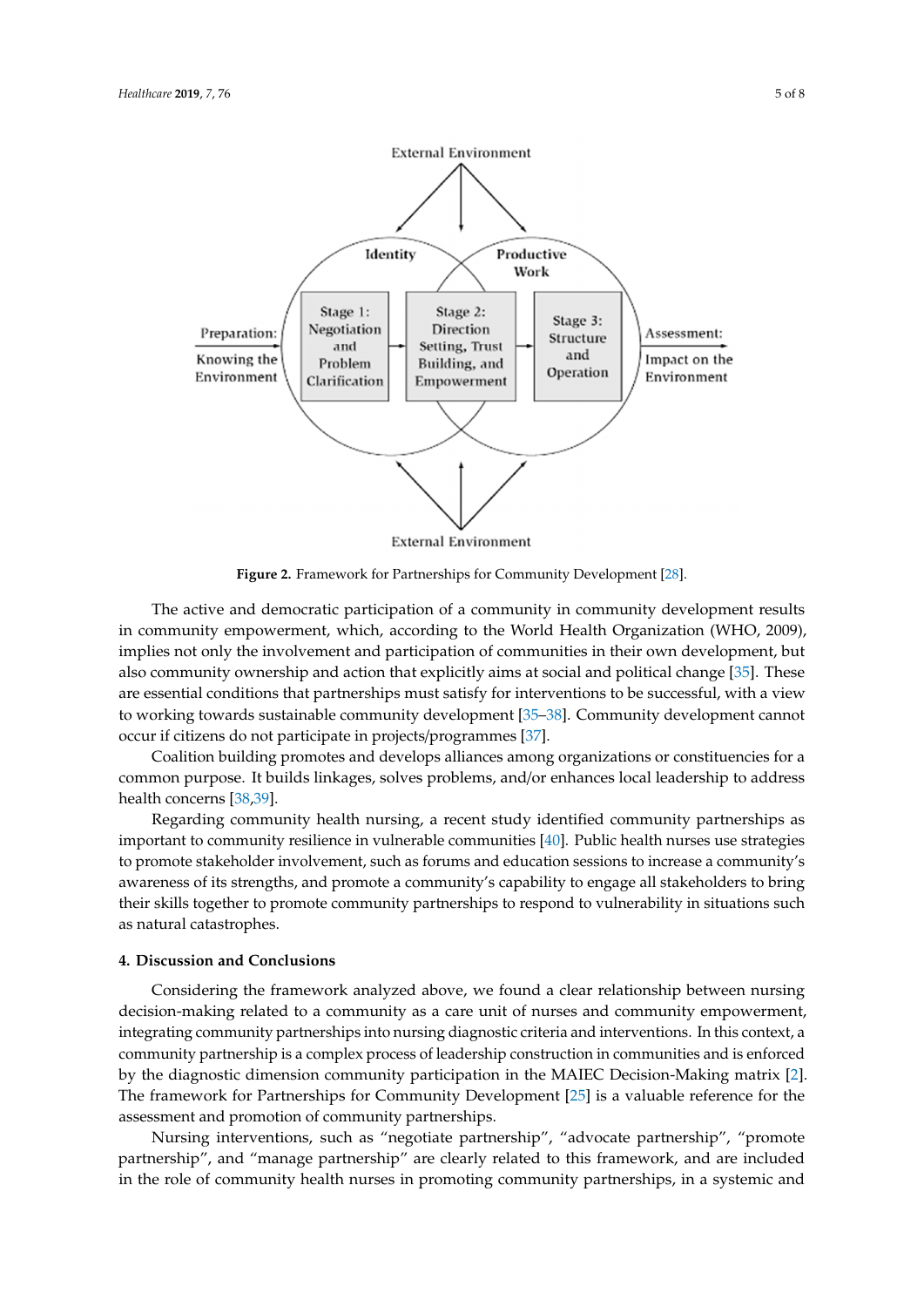Figure 2. Framework for Partnerships for Community Development [28].

The active and democratic participation of a community in community development results in community empowerment, which, according to the World Health Organization (WHO, 2009), implies not only the involvement and participation of communities in their own development, but also community ownership and action that explicitly aims at social and political change [35]. These are essential conditions that partnerships must satisfy for interventions to be successful, with a view to working towards sustainable community development [35–38]. Community development cannot occur if citizens do not participate in projects/programmes [37].

Coalition building promotes and develops alliances among organizations or constituencies for a common purpose. It builds linkages, solves problems, and/or enhances local leadership to address health concerns [38,39].

Regarding community health nursing, a recent study identified community partnerships as important to community resilience in vulnerable communities [40]. Public health nurses use strategies to promote stakeholder involvement, such as forums and education sessions to increase a community's awareness of its strengths, and promote a community's capability to engage all stakeholders to bring their skills together to promote community partnerships to respond to vulnerability in situations such as natural catastrophes.

## 4. Discussion and Conclusions

Considering the framework analyzed above, we found a clear relationship between nursing decision-making related to a community as a care unit of nurses and community empowerment, integrating community partnerships into nursing diagnostic criteria and interventions. In this context, a community partnership is a complex process of leadership construction in communities and is enforced by the diagnostic dimension community participation in the MAIEC Decision-Making matrix [2]. The framework for Partnerships for Community Development [25] is a valuable reference for the assessment and promotion of community partnerships.

Nursing interventions, such as "negotiate partnership", "advocate partnership", "promote partnership", and "manage partnership" are clearly related to this framework, and are included in the role of community health nurses in promoting community partnerships, in a systemic and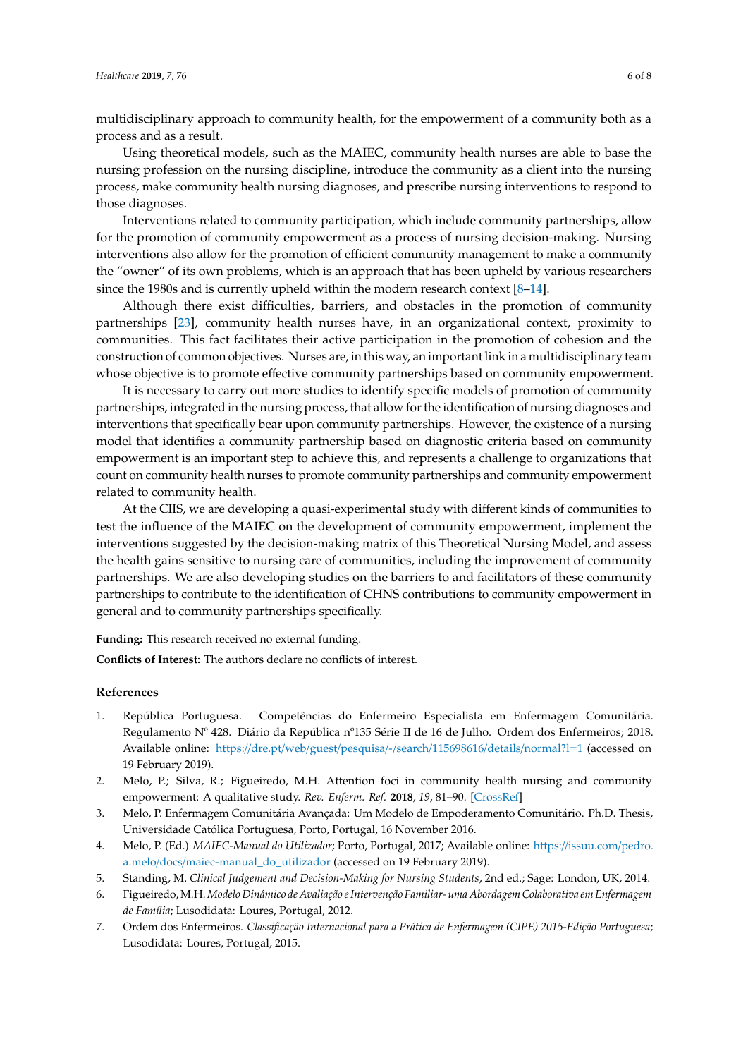multidisciplinary approach to community health, for the empowerment of a community both as a process and as a result.

Using theoretical models, such as the MAIEC, community health nurses are able to base the nursing profession on the nursing discipline, introduce the community as a client into the nursing process, make community health nursing diagnoses, and prescribe nursing interventions to respond to those diagnoses.

Interventions related to community participation, which include community partnerships, allow for the promotion of community empowerment as a process of nursing decision-making. Nursing interventions also allow for the promotion of efficient community management to make a community the "owner" of its own problems, which is an approach that has been upheld by various researchers since the 1980s and is currently upheld within the modern research context [8–14].

Although there exist difficulties, barriers, and obstacles in the promotion of community partnerships [23], community health nurses have, in an organizational context, proximity to communities. This fact facilitates their active participation in the promotion of cohesion and the construction of common objectives. Nurses are, in this way, an important link in a multidisciplinary team whose objective is to promote effective community partnerships based on community empowerment.

It is necessary to carry out more studies to identify specific models of promotion of community partnerships, integrated in the nursing process, that allow for the identification of nursing diagnoses and interventions that specifically bear upon community partnerships. However, the existence of a nursing model that identifies a community partnership based on diagnostic criteria based on community empowerment is an important step to achieve this, and represents a challenge to organizations that count on community health nurses to promote community partnerships and community empowerment related to community health.

At the CIIS, we are developing a quasi-experimental study with different kinds of communities to test the influence of the MAIEC on the development of community empowerment, implement the interventions suggested by the decision-making matrix of this Theoretical Nursing Model, and assess the health gains sensitive to nursing care of communities, including the improvement of community partnerships. We are also developing studies on the barriers to and facilitators of these community partnerships to contribute to the identification of CHNS contributions to community empowerment in general and to community partnerships specifically.

**Funding:** This research received no external funding.

**Conflicts of Interest:** The authors declare no conflicts of interest.

## References

1. República Portuguesa. Competências do Enfermeiro Especialista em Enfermagem Comunitária. Regulamento Nº 428. Diário da República nº135 Série II de 16 de Julho. Ordem dos Enfermeiros; 2018. Available online: https://dre.pt/web/guest/pesquisa/-/search/115698616/details/normal?l=1 (accessed on 19 February 2019).
2. Melo, P.; Silva, R.; Figueiredo, M.H. Attention foci in community health nursing and community empowerment: A qualitative study. *Rev. Enferm. Ref.* **2018**, *19*, 81–90. [CrossRef]
3. Melo, P. Enfermagem Comunitária Avançada: Um Modelo de Empoderamento Comunitário. Ph.D. Thesis, Universidade Católica Portuguesa, Porto, Portugal, 16 November 2016.
4. Melo, P. (Ed.) *MAIEC-Manual do Utilizador*; Porto, Portugal, 2017; Available online: https://issuu.com/pedro.a.melo/docs/maiec-manual_do_utilizador (accessed on 19 February 2019).
5. Standing, M. *Clinical Judgement and Decision-Making for Nursing Students*, 2nd ed.; Sage: London, UK, 2014.
6. Figueiredo, M.H. *Modelo Dinâmico de Avaliação e Intervenção Familiar- uma Abordagem Colaborativa em Enfermagem de Família*; Lusodidata: Loures, Portugal, 2012.
7. Ordem dos Enfermeiros. *Classificação Internacional para a Prática de Enfermagem (CIPE) 2015-Edição Portuguesa*; Lusodidata: Loures, Portugal, 2015.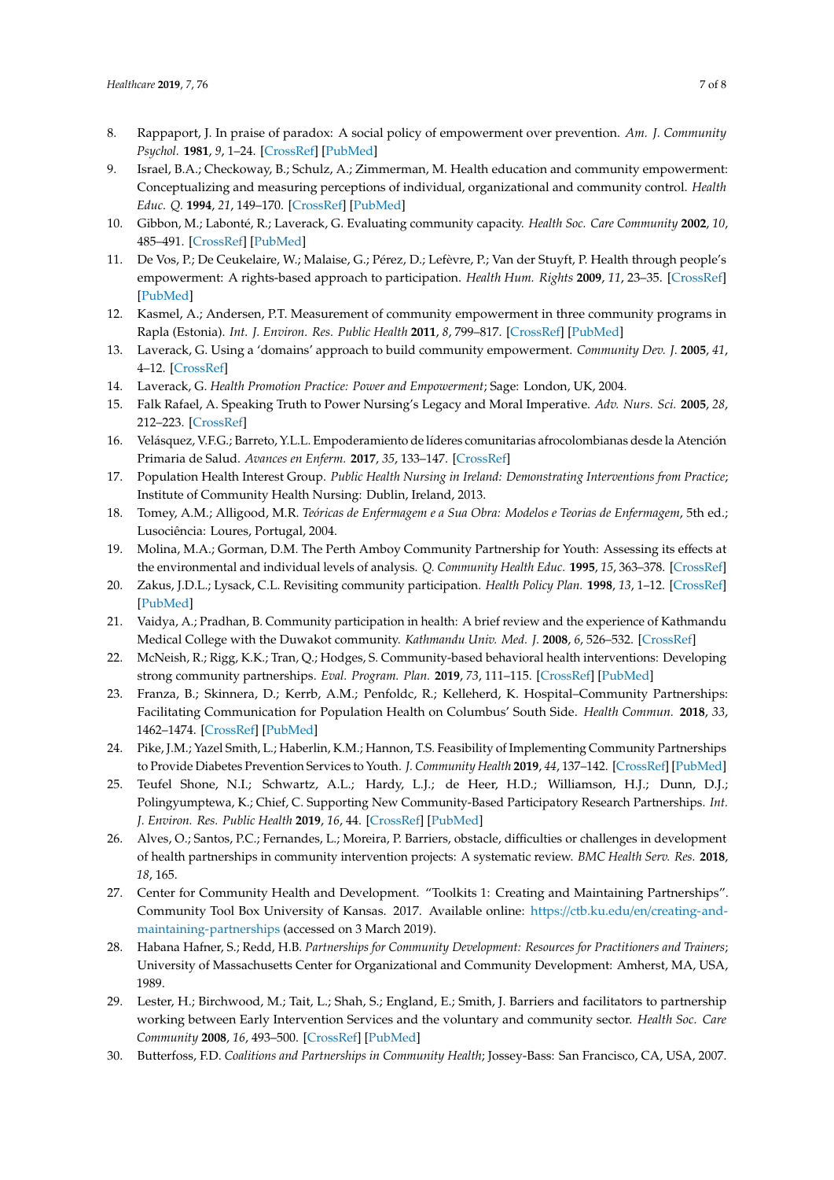8. Rappaport, J. In praise of paradox: A social policy of empowerment over prevention. *Am. J. Community Psychol.* **1981**, *9*, 1–24. [CrossRef] [PubMed]
9. Israel, B.A.; Checkoway, B.; Schulz, A.; Zimmerman, M. Health education and community empowerment: Conceptualizing and measuring perceptions of individual, organizational and community control. *Health Educ. Q.* **1994**, *21*, 149–170. [CrossRef] [PubMed]
10. Gibbon, M.; Labonté, R.; Laverack, G. Evaluating community capacity. *Health Soc. Care Community* **2002**, *10*, 485–491. [CrossRef] [PubMed]
11. De Vos, P.; De Ceukelaire, W.; Malaise, G.; Pérez, D.; Lefèvre, P.; Van der Stuyft, P. Health through people's empowerment: A rights-based approach to participation. *Health Hum. Rights* **2009**, *11*, 23–35. [CrossRef] [PubMed]
12. Kasmel, A.; Andersen, P.T. Measurement of community empowerment in three community programs in Rapla (Estonia). *Int. J. Environ. Res. Public Health* **2011**, *8*, 799–817. [CrossRef] [PubMed]
13. Laverack, G. Using a 'domains' approach to build community empowerment. *Community Dev. J.* **2005**, *41*, 4–12. [CrossRef]
14. Laverack, G. *Health Promotion Practice: Power and Empowerment*; Sage: London, UK, 2004.
15. Falk Rafael, A. Speaking Truth to Power Nursing's Legacy and Moral Imperative. *Adv. Nurs. Sci.* **2005**, *28*, 212–223. [CrossRef]
16. Velásquez, V.F.G.; Barreto, Y.L.L. Empoderamiento de líderes comunitarias afrocolombianas desde la Atención Primaria de Salud. *Avances en Enferm.* **2017**, *35*, 133–147. [CrossRef]
17. Population Health Interest Group. *Public Health Nursing in Ireland: Demonstrating Interventions from Practice*; Institute of Community Health Nursing: Dublin, Ireland, 2013.
18. Tomey, A.M.; Alligood, M.R. *Teóricas de Enfermagem e a Sua Obra: Modelos e Teorias de Enfermagem*, 5th ed.; Lusociência: Loures, Portugal, 2004.
19. Molina, M.A.; Gorman, D.M. The Perth Amboy Community Partnership for Youth: Assessing its effects at the environmental and individual levels of analysis. *Q. Community Health Educ.* **1995**, *15*, 363–378. [CrossRef]
20. Zakus, J.D.L.; Lysack, C.L. Revisiting community participation. *Health Policy Plan.* **1998**, *13*, 1–12. [CrossRef] [PubMed]
21. Vaidya, A.; Pradhan, B. Community participation in health: A brief review and the experience of Kathmandu Medical College with the Duwakot community. *Kathmandu Univ. Med. J.* **2008**, *6*, 526–532. [CrossRef]
22. McNeish, R.; Rigg, K.K.; Tran, Q.; Hodges, S. Community-based behavioral health interventions: Developing strong community partnerships. *Eval. Program. Plan.* **2019**, *73*, 111–115. [CrossRef] [PubMed]
23. Franza, B.; Skinnera, D.; Kerrb, A.M.; Penfoldc, R.; Kelleherd, K. Hospital–Community Partnerships: Facilitating Communication for Population Health on Columbus' South Side. *Health Commun.* **2018**, *33*, 1462–1474. [CrossRef] [PubMed]
24. Pike, J.M.; Yazel Smith, L.; Haberlin, K.M.; Hannon, T.S. Feasibility of Implementing Community Partnerships to Provide Diabetes Prevention Services to Youth. *J. Community Health* **2019**, *44*, 137–142. [CrossRef] [PubMed]
25. Teufel Shone, N.I.; Schwartz, A.L.; Hardy, L.J.; de Heer, H.D.; Williamson, H.J.; Dunn, D.J.; Polingyumptewa, K.; Chief, C. Supporting New Community-Based Participatory Research Partnerships. *Int. J. Environ. Res. Public Health* **2019**, *16*, 44. [CrossRef] [PubMed]
26. Alves, O.; Santos, P.C.; Fernandes, L.; Moreira, P. Barriers, obstacle, difficulties or challenges in development of health partnerships in community intervention projects: A systematic review. *BMC Health Serv. Res.* **2018**, *18*, 165.
27. Center for Community Health and Development. "Toolkits 1: Creating and Maintaining Partnerships". Community Tool Box University of Kansas. 2017. Available online: https://ctb.ku.edu/en/creating-and-maintaining-partnerships (accessed on 3 March 2019).
28. Habana Hafner, S.; Redd, H.B. *Partnerships for Community Development: Resources for Practitioners and Trainers*; University of Massachusetts Center for Organizational and Community Development: Amherst, MA, USA, 1989.
29. Lester, H.; Birchwood, M.; Tait, L.; Shah, S.; England, E.; Smith, J. Barriers and facilitators to partnership working between Early Intervention Services and the voluntary and community sector. *Health Soc. Care Community* **2008**, *16*, 493–500. [CrossRef] [PubMed]
30. Butterfoss, F.D. *Coalitions and Partnerships in Community Health*; Jossey-Bass: San Francisco, CA, USA, 2007.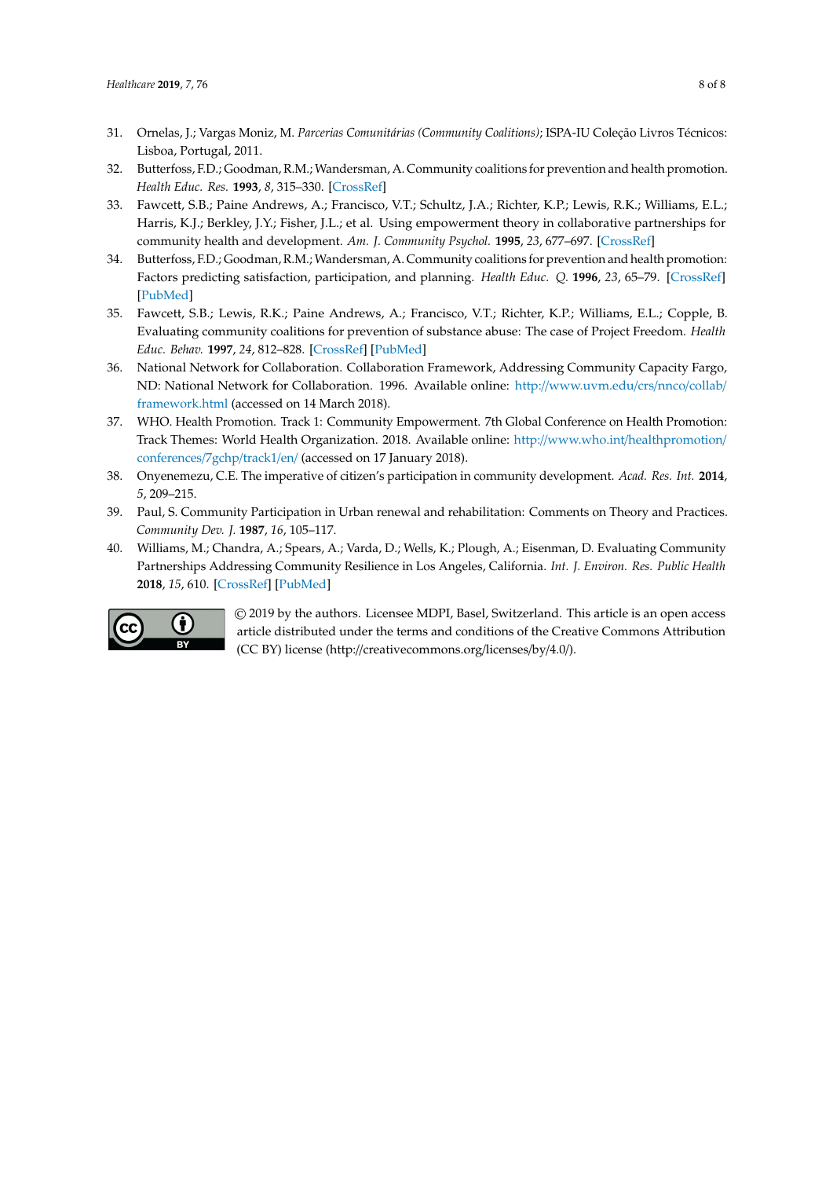31. Ornelas, J.; Vargas Moniz, M. *Parcerias Comunitárias (Community Coalitions)*; ISPA-IU Coleção Livros Técnicos: Lisboa, Portugal, 2011.
32. Butterfoss, F.D.; Goodman, R.M.; Wandersman, A. Community coalitions for prevention and health promotion. *Health Educ. Res.* **1993**, *8*, 315–330. [CrossRef]
33. Fawcett, S.B.; Paine Andrews, A.; Francisco, V.T.; Schultz, J.A.; Richter, K.P.; Lewis, R.K.; Williams, E.L.; Harris, K.J.; Berkley, J.Y.; Fisher, J.L.; et al. Using empowerment theory in collaborative partnerships for community health and development. *Am. J. Community Psychol.* **1995**, *23*, 677–697. [CrossRef]
34. Butterfoss, F.D.; Goodman, R.M.; Wandersman, A. Community coalitions for prevention and health promotion: Factors predicting satisfaction, participation, and planning. *Health Educ. Q.* **1996**, *23*, 65–79. [CrossRef] [PubMed]
35. Fawcett, S.B.; Lewis, R.K.; Paine Andrews, A.; Francisco, V.T.; Richter, K.P.; Williams, E.L.; Copple, B. Evaluating community coalitions for prevention of substance abuse: The case of Project Freedom. *Health Educ. Behav.* **1997**, *24*, 812–828. [CrossRef] [PubMed]
36. National Network for Collaboration. Collaboration Framework, Addressing Community Capacity Fargo, ND: National Network for Collaboration. 1996. Available online: http://www.uvm.edu/crs/nnco/collab/framework.html (accessed on 14 March 2018).
37. WHO. Health Promotion. Track 1: Community Empowerment. 7th Global Conference on Health Promotion: Track Themes: World Health Organization. 2018. Available online: http://www.who.int/healthpromotion/conferences/7gchp/track1/en/ (accessed on 17 January 2018).
38. Onyenemezu, C.E. The imperative of citizen's participation in community development. *Acad. Res. Int.* **2014**, *5*, 209–215.
39. Paul, S. Community Participation in Urban renewal and rehabilitation: Comments on Theory and Practices. *Community Dev. J.* **1987**, *16*, 105–117.
40. Williams, M.; Chandra, A.; Spears, A.; Varda, D.; Wells, K.; Plough, A.; Eisenman, D. Evaluating Community Partnerships Addressing Community Resilience in Los Angeles, California. *Int. J. Environ. Res. Public Health* **2018**, *15*, 610. [CrossRef] [PubMed]

© 2019 by the authors. Licensee MDPI, Basel, Switzerland. This article is an open access article distributed under the terms and conditions of the Creative Commons Attribution (CC BY) license (http://creativecommons.org/licenses/by/4.0/).